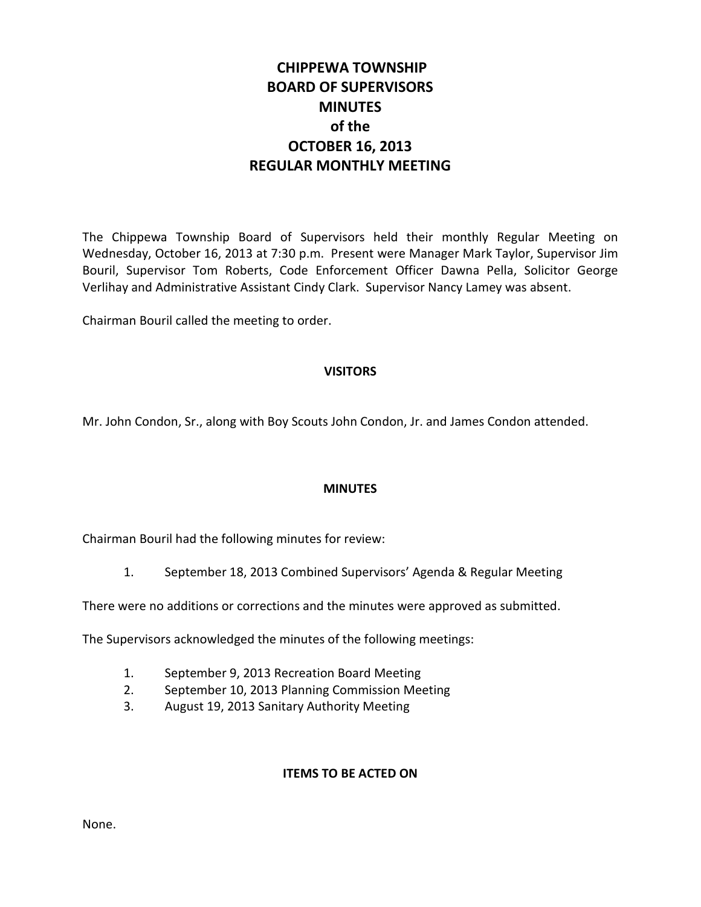# CHIPPEWA TOWNSHIP
# BOARD OF SUPERVISORS
# MINUTES
# of the
# OCTOBER 16, 2013
# REGULAR MONTHLY MEETING

The Chippewa Township Board of Supervisors held their monthly Regular Meeting on Wednesday, October 16, 2013 at 7:30 p.m. Present were Manager Mark Taylor, Supervisor Jim Bouril, Supervisor Tom Roberts, Code Enforcement Officer Dawna Pella, Solicitor George Verlihay and Administrative Assistant Cindy Clark. Supervisor Nancy Lamey was absent.

Chairman Bouril called the meeting to order.

## VISITORS

Mr. John Condon, Sr., along with Boy Scouts John Condon, Jr. and James Condon attended.

## MINUTES

Chairman Bouril had the following minutes for review:

1. September 18, 2013 Combined Supervisors' Agenda & Regular Meeting

There were no additions or corrections and the minutes were approved as submitted.

The Supervisors acknowledged the minutes of the following meetings:

1. September 9, 2013 Recreation Board Meeting
2. September 10, 2013 Planning Commission Meeting
3. August 19, 2013 Sanitary Authority Meeting

## ITEMS TO BE ACTED ON

None.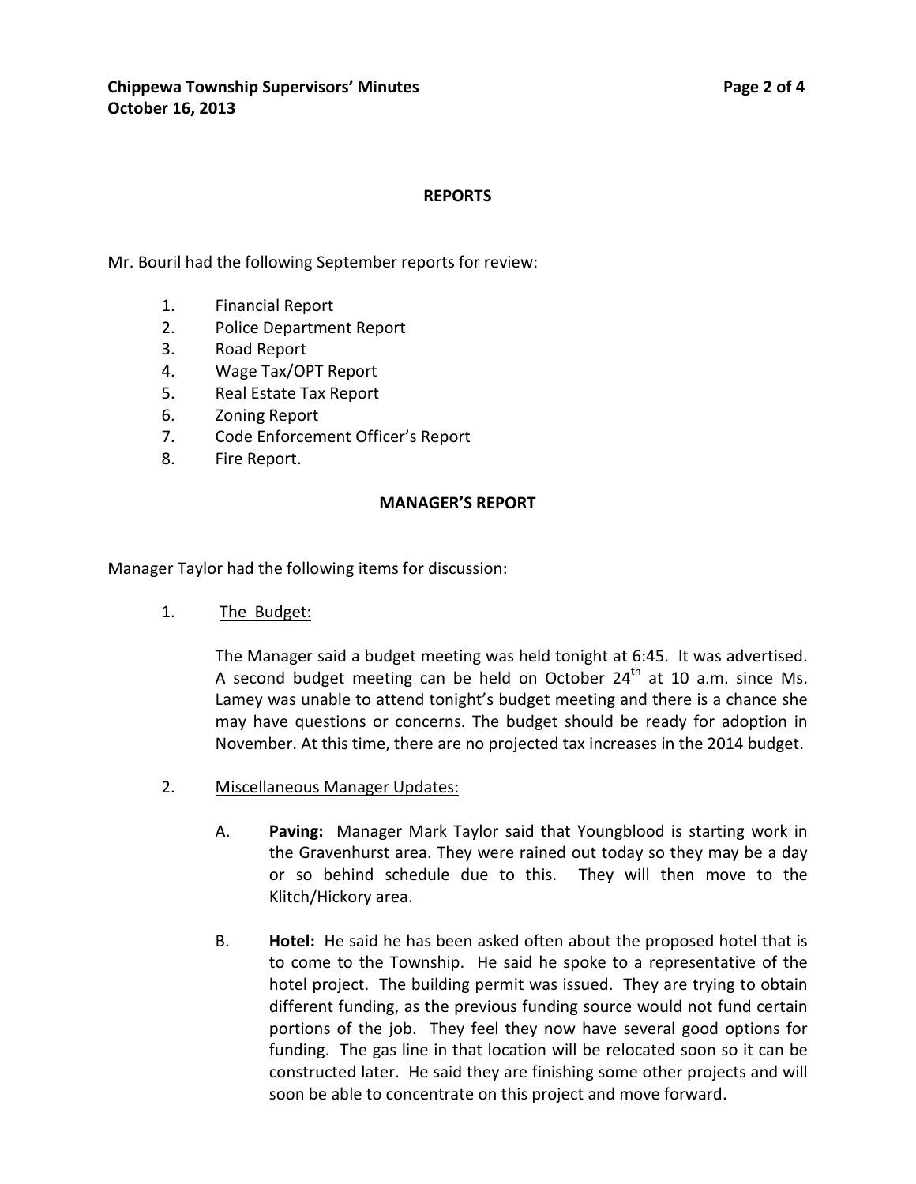## REPORTS

Mr. Bouril had the following September reports for review:

1. Financial Report
2. Police Department Report
3. Road Report
4. Wage Tax/OPT Report
5. Real Estate Tax Report
6. Zoning Report
7. Code Enforcement Officer's Report
8. Fire Report.

## MANAGER'S REPORT

Manager Taylor had the following items for discussion:

1. The Budget:

   The Manager said a budget meeting was held tonight at 6:45. It was advertised. A second budget meeting can be held on October 24th at 10 a.m. since Ms. Lamey was unable to attend tonight's budget meeting and there is a chance she may have questions or concerns. The budget should be ready for adoption in November. At this time, there are no projected tax increases in the 2014 budget.

2. Miscellaneous Manager Updates:

   A. **Paving:** Manager Mark Taylor said that Youngblood is starting work in the Gravenhurst area. They were rained out today so they may be a day or so behind schedule due to this. They will then move to the Klitch/Hickory area.

   B. **Hotel:** He said he has been asked often about the proposed hotel that is to come to the Township. He said he spoke to a representative of the hotel project. The building permit was issued. They are trying to obtain different funding, as the previous funding source would not fund certain portions of the job. They feel they now have several good options for funding. The gas line in that location will be relocated soon so it can be constructed later. He said they are finishing some other projects and will soon be able to concentrate on this project and move forward.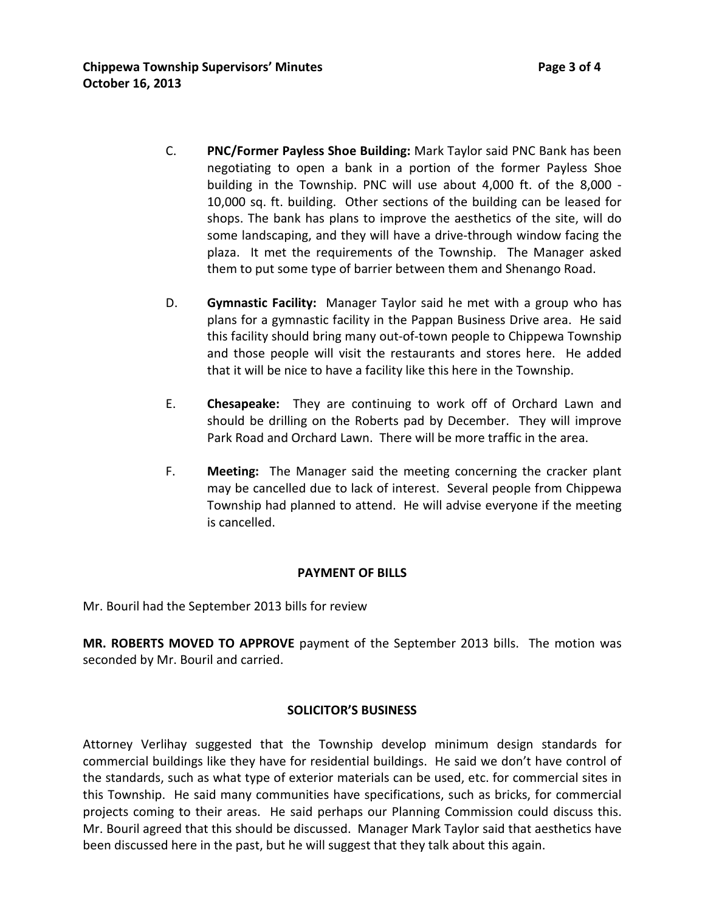C. **PNC/Former Payless Shoe Building:** Mark Taylor said PNC Bank has been negotiating to open a bank in a portion of the former Payless Shoe building in the Township. PNC will use about 4,000 ft. of the 8,000 - 10,000 sq. ft. building. Other sections of the building can be leased for shops. The bank has plans to improve the aesthetics of the site, will do some landscaping, and they will have a drive-through window facing the plaza. It met the requirements of the Township. The Manager asked them to put some type of barrier between them and Shenango Road.

D. **Gymnastic Facility:** Manager Taylor said he met with a group who has plans for a gymnastic facility in the Pappan Business Drive area. He said this facility should bring many out-of-town people to Chippewa Township and those people will visit the restaurants and stores here. He added that it will be nice to have a facility like this here in the Township.

E. **Chesapeake:** They are continuing to work off of Orchard Lawn and should be drilling on the Roberts pad by December. They will improve Park Road and Orchard Lawn. There will be more traffic in the area.

F. **Meeting:** The Manager said the meeting concerning the cracker plant may be cancelled due to lack of interest. Several people from Chippewa Township had planned to attend. He will advise everyone if the meeting is cancelled.

## PAYMENT OF BILLS

Mr. Bouril had the September 2013 bills for review

**MR. ROBERTS MOVED TO APPROVE** payment of the September 2013 bills. The motion was seconded by Mr. Bouril and carried.

## SOLICITOR'S BUSINESS

Attorney Verlihay suggested that the Township develop minimum design standards for commercial buildings like they have for residential buildings. He said we don't have control of the standards, such as what type of exterior materials can be used, etc. for commercial sites in this Township. He said many communities have specifications, such as bricks, for commercial projects coming to their areas. He said perhaps our Planning Commission could discuss this. Mr. Bouril agreed that this should be discussed. Manager Mark Taylor said that aesthetics have been discussed here in the past, but he will suggest that they talk about this again.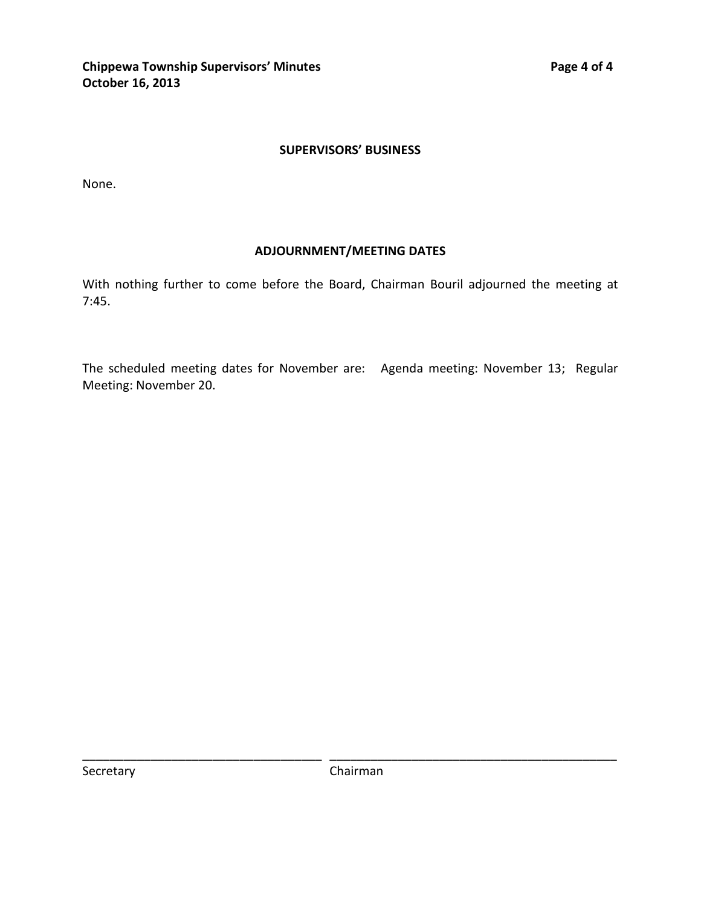## SUPERVISORS' BUSINESS

None.

## ADJOURNMENT/MEETING DATES

With nothing further to come before the Board, Chairman Bouril adjourned the meeting at 7:45.

The scheduled meeting dates for November are: Agenda meeting: November 13; Regular Meeting: November 20.

\_\_\_\_\_\_\_\_\_\_\_\_\_\_\_\_\_\_\_\_\_\_\_\_\_\_\_\_\_\_\_\_\_\_\_ \_\_\_\_\_\_\_\_\_\_\_\_\_\_\_\_\_\_\_\_\_\_\_\_\_\_\_\_\_\_\_\_\_\_\_\_\_\_\_\_\_\_

Secretary Chairman